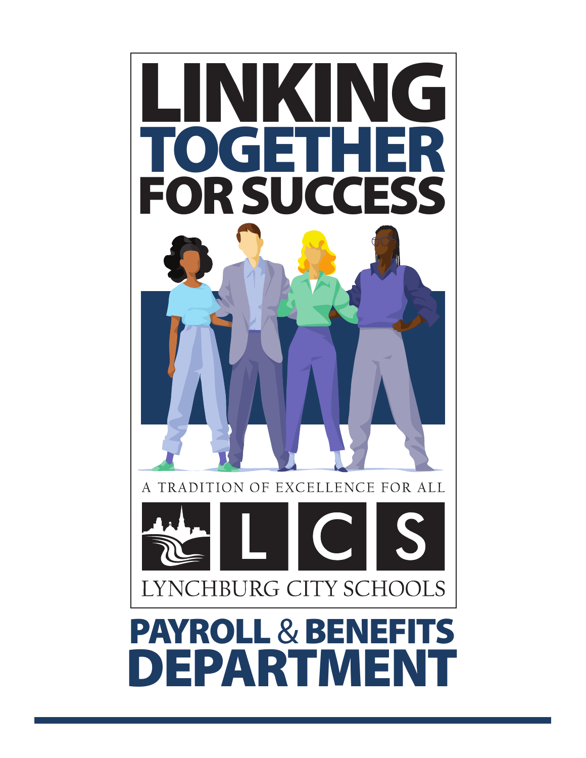# LINKING TOGETHER FOR SUCCESS

A TRADITION OF EXCELLENCE FOR ALL

LCS

LYNCHBURG CITY SCHOOLS

# PAYROLL & BENEFITS DEPARTMENT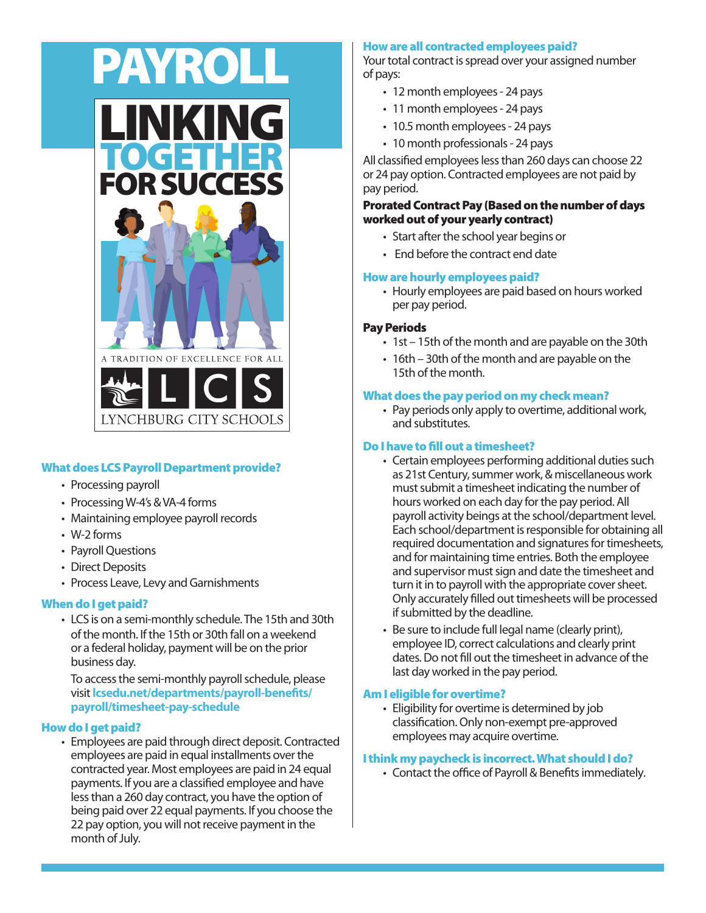# PAYROLL

# LINKING TOGETHER FOR SUCCESS

A TRADITION OF EXCELLENCE FOR ALL

LCS

LYNCHBURG CITY SCHOOLS

### What does LCS Payroll Department provide?

- Processing payroll
- Processing W-4's & VA-4 forms
- Maintaining employee payroll records
- W-2 forms
- Payroll Questions
- Direct Deposits
- Process Leave, Levy and Garnishments

### When do I get paid?

- LCS is on a semi-monthly schedule. The 15th and 30th of the month. If the 15th or 30th fall on a weekend or a federal holiday, payment will be on the prior business day.

  To access the semi-monthly payroll schedule, please visit **lcsedu.net/departments/payroll-benefits/payroll/timesheet-pay-schedule**

### How do I get paid?

- Employees are paid through direct deposit. Contracted employees are paid in equal installments over the contracted year. Most employees are paid in 24 equal payments. If you are a classified employee and have less than a 260 day contract, you have the option of being paid over 22 equal payments. If you choose the 22 pay option, you will not receive payment in the month of July.

### How are all contracted employees paid?

Your total contract is spread over your assigned number of pays:

- 12 month employees - 24 pays
- 11 month employees - 24 pays
- 10.5 month employees - 24 pays
- 10 month professionals - 24 pays

All classified employees less than 260 days can choose 22 or 24 pay option. Contracted employees are not paid by pay period.

**Prorated Contract Pay (Based on the number of days worked out of your yearly contract)**

- Start after the school year begins or
- End before the contract end date

### How are hourly employees paid?

- Hourly employees are paid based on hours worked per pay period.

**Pay Periods**

- 1st – 15th of the month and are payable on the 30th
- 16th – 30th of the month and are payable on the 15th of the month.

### What does the pay period on my check mean?

- Pay periods only apply to overtime, additional work, and substitutes.

### Do I have to fill out a timesheet?

- Certain employees performing additional duties such as 21st Century, summer work, & miscellaneous work must submit a timesheet indicating the number of hours worked on each day for the pay period. All payroll activity beings at the school/department level. Each school/department is responsible for obtaining all required documentation and signatures for timesheets, and for maintaining time entries. Both the employee and supervisor must sign and date the timesheet and turn it in to payroll with the appropriate cover sheet. Only accurately filled out timesheets will be processed if submitted by the deadline.
- Be sure to include full legal name (clearly print), employee ID, correct calculations and clearly print dates. Do not fill out the timesheet in advance of the last day worked in the pay period.

### Am I eligible for overtime?

- Eligibility for overtime is determined by job classification. Only non-exempt pre-approved employees may acquire overtime.

### I think my paycheck is incorrect. What should I do?

- Contact the office of Payroll & Benefits immediately.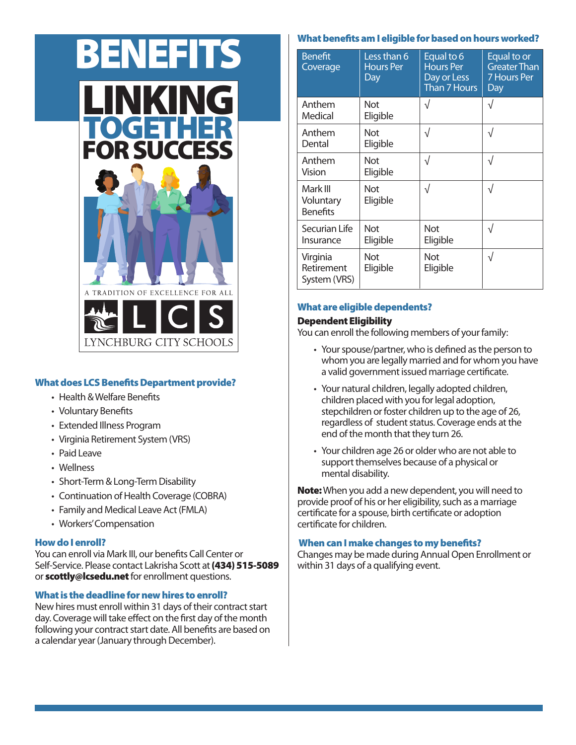# BENEFITS

# LINKING TOGETHER FOR SUCCESS

A TRADITION OF EXCELLENCE FOR ALL

LCS

LYNCHBURG CITY SCHOOLS

### What does LCS Benefits Department provide?

- Health & Welfare Benefits
- Voluntary Benefits
- Extended Illness Program
- Virginia Retirement System (VRS)
- Paid Leave
- Wellness
- Short-Term & Long-Term Disability
- Continuation of Health Coverage (COBRA)
- Family and Medical Leave Act (FMLA)
- Workers' Compensation

### How do I enroll?

You can enroll via Mark III, our benefits Call Center or Self-Service. Please contact Lakrisha Scott at **(434) 515-5089** or **scottly@lcsedu.net** for enrollment questions.

### What is the deadline for new hires to enroll?

New hires must enroll within 31 days of their contract start day. Coverage will take effect on the first day of the month following your contract start date. All benefits are based on a calendar year (January through December).

### What benefits am I eligible for based on hours worked?

| Benefit Coverage | Less than 6 Hours Per Day | Equal to 6 Hours Per Day or Less Than 7 Hours | Equal to or Greater Than 7 Hours Per Day |
|---|---|---|---|
| Anthem Medical | Not Eligible | √ | √ |
| Anthem Dental | Not Eligible | √ | √ |
| Anthem Vision | Not Eligible | √ | √ |
| Mark III Voluntary Benefits | Not Eligible | √ | √ |
| Securian Life Insurance | Not Eligible | Not Eligible | √ |
| Virginia Retirement System (VRS) | Not Eligible | Not Eligible | √ |

### What are eligible dependents?

**Dependent Eligibility**

You can enroll the following members of your family:

- Your spouse/partner, who is defined as the person to whom you are legally married and for whom you have a valid government issued marriage certificate.
- Your natural children, legally adopted children, children placed with you for legal adoption, stepchildren or foster children up to the age of 26, regardless of student status. Coverage ends at the end of the month that they turn 26.
- Your children age 26 or older who are not able to support themselves because of a physical or mental disability.

**Note:** When you add a new dependent, you will need to provide proof of his or her eligibility, such as a marriage certificate for a spouse, birth certificate or adoption certificate for children.

### When can I make changes to my benefits?

Changes may be made during Annual Open Enrollment or within 31 days of a qualifying event.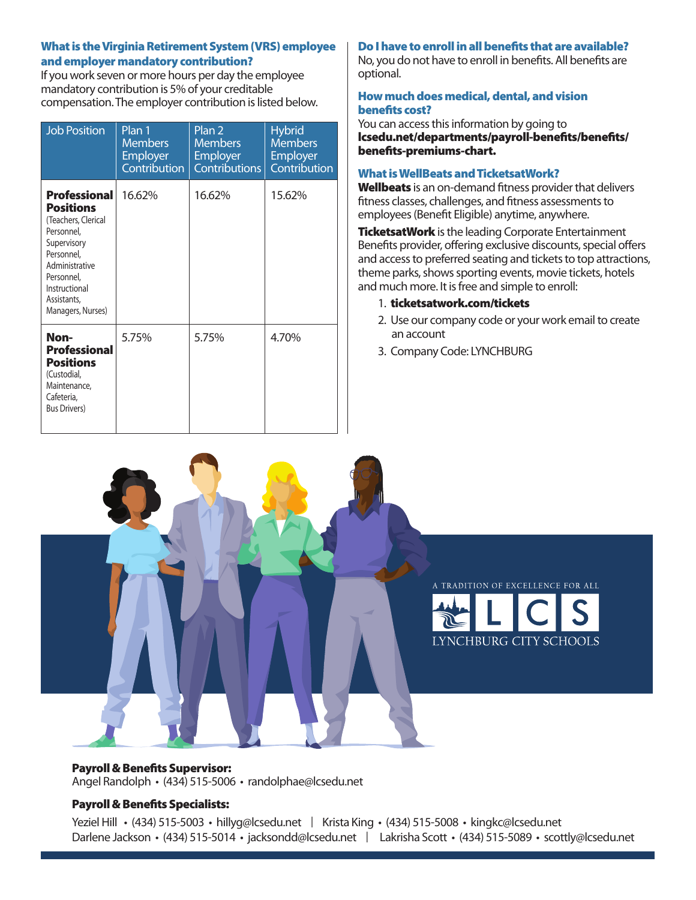### What is the Virginia Retirement System (VRS) employee and employer mandatory contribution?

If you work seven or more hours per day the employee mandatory contribution is 5% of your creditable compensation. The employer contribution is listed below.

| Job Position | Plan 1 Members Employer Contribution | Plan 2 Members Employer Contributions | Hybrid Members Employer Contribution |
|---|---|---|---|
| **Professional Positions** (Teachers, Clerical Personnel, Supervisory Personnel, Administrative Personnel, Instructional Assistants, Managers, Nurses) | 16.62% | 16.62% | 15.62% |
| **Non-Professional Positions** (Custodial, Maintenance, Cafeteria, Bus Drivers) | 5.75% | 5.75% | 4.70% |

### Do I have to enroll in all benefits that are available?

No, you do not have to enroll in benefits. All benefits are optional.

### How much does medical, dental, and vision benefits cost?

You can access this information by going to **lcsedu.net/departments/payroll-benefits/benefits/benefits-premiums-chart.**

### What is WellBeats and TicketsatWork?

**Wellbeats** is an on-demand fitness provider that delivers fitness classes, challenges, and fitness assessments to employees (Benefit Eligible) anytime, anywhere.

**TicketsatWork** is the leading Corporate Entertainment Benefits provider, offering exclusive discounts, special offers and access to preferred seating and tickets to top attractions, theme parks, shows sporting events, movie tickets, hotels and much more. It is free and simple to enroll:

1. **ticketsatwork.com/tickets**
2. Use our company code or your work email to create an account
3. Company Code: LYNCHBURG

A TRADITION OF EXCELLENCE FOR ALL

LCS

LYNCHBURG CITY SCHOOLS

**Payroll & Benefits Supervisor:**

Angel Randolph • (434) 515-5006 • randolphae@lcsedu.net

**Payroll & Benefits Specialists:**

Yeziel Hill • (434) 515-5003 • hillyg@lcsedu.net | Krista King • (434) 515-5008 • kingkc@lcsedu.net

Darlene Jackson • (434) 515-5014 • jacksondd@lcsedu.net | Lakrisha Scott • (434) 515-5089 • scottly@lcsedu.net